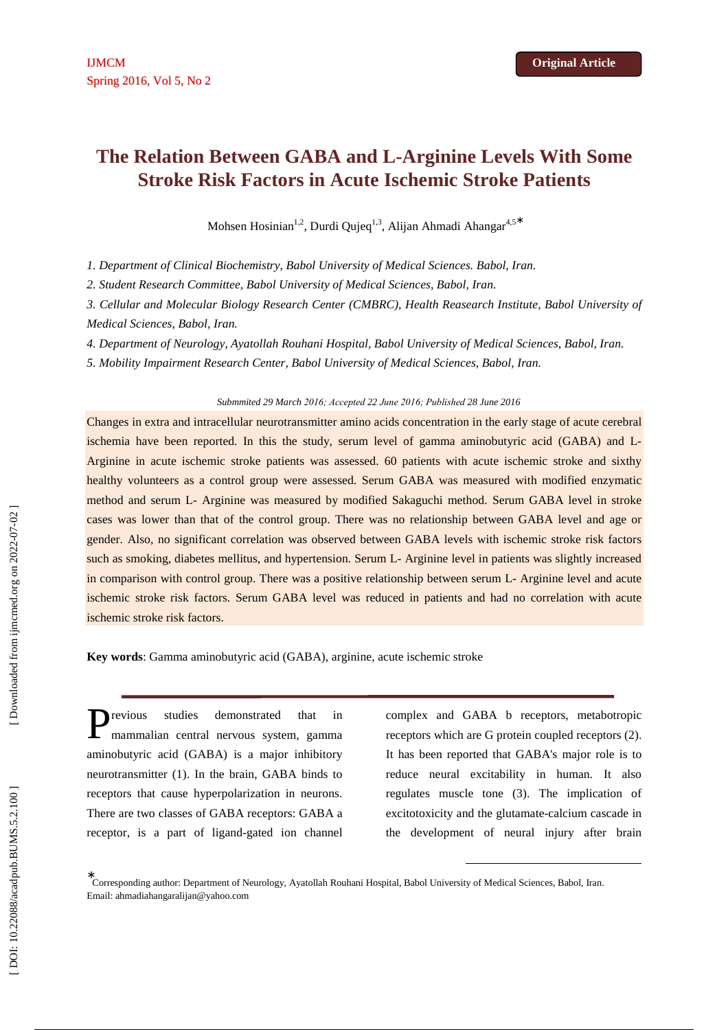# The Relation Between GABA and L-Arginine Levels With Some Stroke Risk Factors in Acute Ischemic Stroke Patients

Mohsen Hosinian[1,2], Durdi Qujeq[1,3], Alijan Ahmadi Ahangar[4,5]*

*1. Department of Clinical Biochemistry, Babol University of Medical Sciences. Babol, Iran.*

*2. Student Research Committee, Babol University of Medical Sciences, Babol, Iran.*

*3. Cellular and Molecular Biology Research Center (CMBRC), Health Reasearch Institute, Babol University of Medical Sciences, Babol, Iran.*

*4. Department of Neurology, Ayatollah Rouhani Hospital, Babol University of Medical Sciences, Babol, Iran.*

*5. Mobility Impairment Research Center, Babol University of Medical Sciences, Babol, Iran.*

*Submmited 29 March 2016; Accepted 22 June 2016; Published 28 June 2016*

Changes in extra and intracellular neurotransmitter amino acids concentration in the early stage of acute cerebral ischemia have been reported. In this the study, serum level of gamma aminobutyric acid (GABA) and L-Arginine in acute ischemic stroke patients was assessed. 60 patients with acute ischemic stroke and sixthy healthy volunteers as a control group were assessed. Serum GABA was measured with modified enzymatic method and serum L- Arginine was measured by modified Sakaguchi method. Serum GABA level in stroke cases was lower than that of the control group. There was no relationship between GABA level and age or gender. Also, no significant correlation was observed between GABA levels with ischemic stroke risk factors such as smoking, diabetes mellitus, and hypertension. Serum L- Arginine level in patients was slightly increased in comparison with control group. There was a positive relationship between serum L- Arginine level and acute ischemic stroke risk factors. Serum GABA level was reduced in patients and had no correlation with acute ischemic stroke risk factors.

**Key words**: Gamma aminobutyric acid (GABA), arginine, acute ischemic stroke

Previous studies demonstrated that in mammalian central nervous system, gamma aminobutyric acid (GABA) is a major inhibitory neurotransmitter (1). In the brain, GABA binds to receptors that cause hyperpolarization in neurons. There are two classes of GABA receptors: GABA a receptor, is a part of ligand-gated ion channel complex and GABA b receptors, metabotropic receptors which are G protein coupled receptors (2). It has been reported that GABA's major role is to reduce neural excitability in human. It also regulates muscle tone (3). The implication of excitotoxicity and the glutamate-calcium cascade in the development of neural injury after brain

*Corresponding author: Department of Neurology, Ayatollah Rouhani Hospital, Babol University of Medical Sciences, Babol, Iran. Email: ahmadiahangaralijan@yahoo.com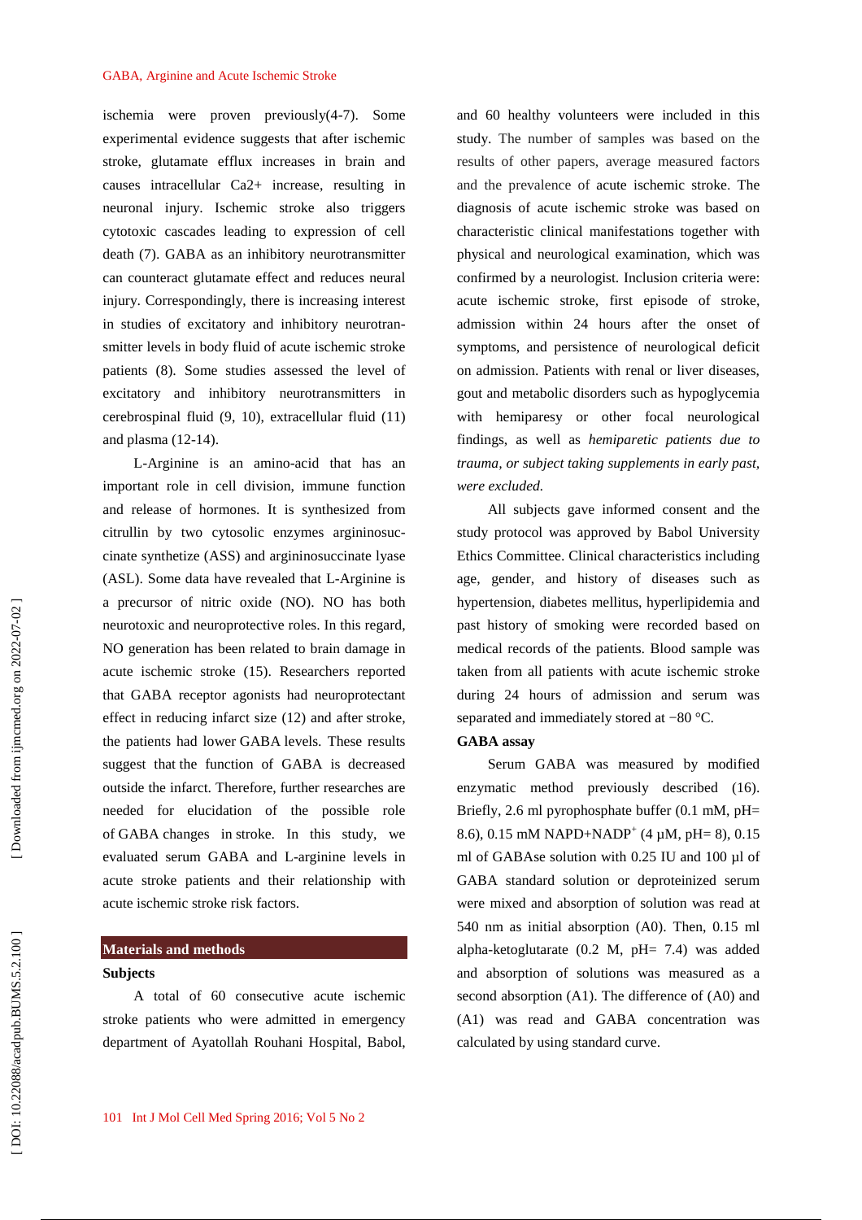ischemia were proven previously(4-7). Some experimental evidence suggests that after ischemic stroke, glutamate efflux increases in brain and causes intracellular Ca2+ increase, resulting in neuronal injury. Ischemic stroke also triggers cytotoxic cascades leading to expression of cell death (7). GABA as an inhibitory neurotransmitter can counteract glutamate effect and reduces neural injury. Correspondingly, there is increasing interest in studies of excitatory and inhibitory neurotransmitter levels in body fluid of acute ischemic stroke patients (8). Some studies assessed the level of excitatory and inhibitory neurotransmitters in cerebrospinal fluid (9, 10), extracellular fluid (11) and plasma (12-14).

L-Arginine is an amino-acid that has an important role in cell division, immune function and release of hormones. It is synthesized from citrullin by two cytosolic enzymes argininosuccinate synthetize (ASS) and argininosuccinate lyase (ASL). Some data have revealed that L-Arginine is a precursor of nitric oxide (NO). NO has both neurotoxic and neuroprotective roles. In this regard, NO generation has been related to brain damage in acute ischemic stroke (15). Researchers reported that GABA receptor agonists had neuroprotectant effect in reducing infarct size (12) and after stroke, the patients had lower GABA levels. These results suggest that the function of GABA is decreased outside the infarct. Therefore, further researches are needed for elucidation of the possible role of GABA changes in stroke. In this study, we evaluated serum GABA and L-arginine levels in acute stroke patients and their relationship with acute ischemic stroke risk factors.

## Materials and methods

### Subjects

A total of 60 consecutive acute ischemic stroke patients who were admitted in emergency department of Ayatollah Rouhani Hospital, Babol, and 60 healthy volunteers were included in this study. The number of samples was based on the results of other papers, average measured factors and the prevalence of acute ischemic stroke. The diagnosis of acute ischemic stroke was based on characteristic clinical manifestations together with physical and neurological examination, which was confirmed by a neurologist. Inclusion criteria were: acute ischemic stroke, first episode of stroke, admission within 24 hours after the onset of symptoms, and persistence of neurological deficit on admission. Patients with renal or liver diseases, gout and metabolic disorders such as hypoglycemia with hemiparesy or other focal neurological findings, as well as *hemiparetic patients due to trauma, or subject taking supplements in early past, were excluded.*

All subjects gave informed consent and the study protocol was approved by Babol University Ethics Committee. Clinical characteristics including age, gender, and history of diseases such as hypertension, diabetes mellitus, hyperlipidemia and past history of smoking were recorded based on medical records of the patients. Blood sample was taken from all patients with acute ischemic stroke during 24 hours of admission and serum was separated and immediately stored at −80 °C.

### GABA assay

Serum GABA was measured by modified enzymatic method previously described (16). Briefly, 2.6 ml pyrophosphate buffer (0.1 mM, pH= 8.6), 0.15 mM NAPD+$NADP^+$ (4 µM, pH= 8), 0.15 ml of GABAse solution with 0.25 IU and 100 µl of GABA standard solution or deproteinized serum were mixed and absorption of solution was read at 540 nm as initial absorption (A0). Then, 0.15 ml alpha-ketoglutarate (0.2 M, pH= 7.4) was added and absorption of solutions was measured as a second absorption (A1). The difference of (A0) and (A1) was read and GABA concentration was calculated by using standard curve.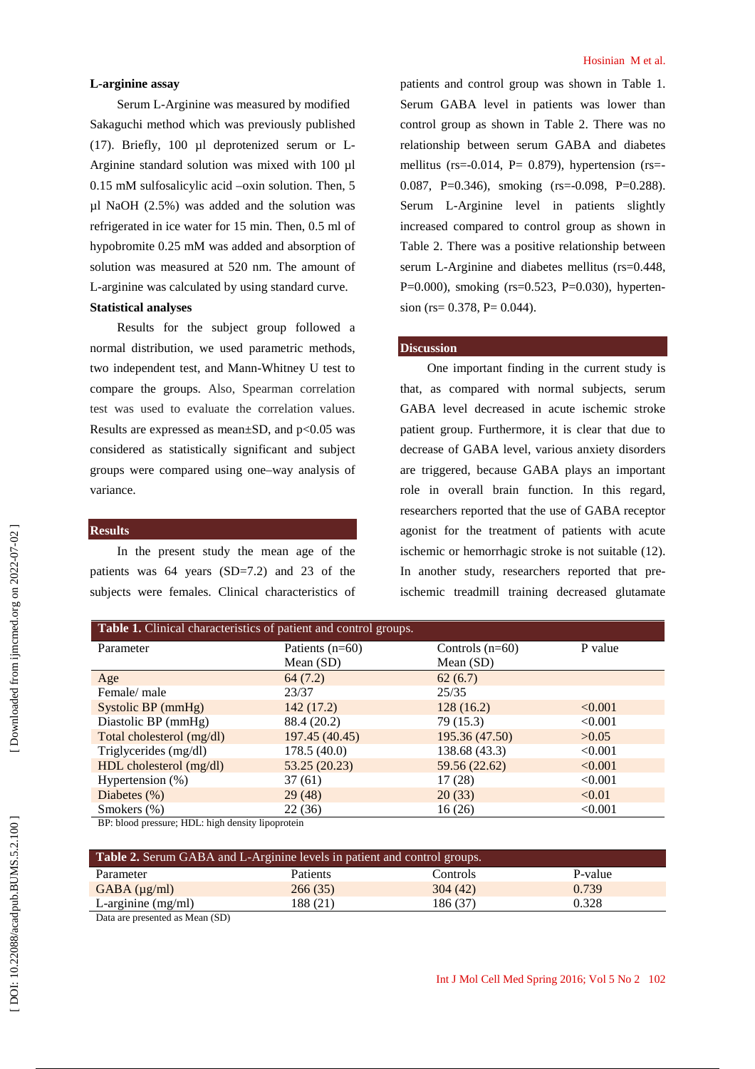**L-arginine assay**

Serum L-Arginine was measured by modified Sakaguchi method which was previously published (17). Briefly, 100 µl deprotenized serum or L-Arginine standard solution was mixed with 100 µl 0.15 mM sulfosalicylic acid –oxin solution. Then, 5 µl NaOH (2.5%) was added and the solution was refrigerated in ice water for 15 min. Then, 0.5 ml of hypobromite 0.25 mM was added and absorption of solution was measured at 520 nm. The amount of L-arginine was calculated by using standard curve.

**Statistical analyses**

Results for the subject group followed a normal distribution, we used parametric methods, two independent test, and Mann-Whitney U test to compare the groups. Also, Spearman correlation test was used to evaluate the correlation values. Results are expressed as mean±SD, and $p<0.05$ was considered as statistically significant and subject groups were compared using one–way analysis of variance.

## Results

In the present study the mean age of the patients was 64 years (SD=7.2) and 23 of the subjects were females. Clinical characteristics of patients and control group was shown in Table 1. Serum GABA level in patients was lower than control group as shown in Table 2. There was no relationship between serum GABA and diabetes mellitus (rs=-0.014, P= 0.879), hypertension (rs=-0.087, P=0.346), smoking (rs=-0.098, P=0.288). Serum L-Arginine level in patients slightly increased compared to control group as shown in Table 2. There was a positive relationship between serum L-Arginine and diabetes mellitus (rs=0.448, P=0.000), smoking (rs=0.523, P=0.030), hypertension (rs= 0.378, P= 0.044).

## Discussion

One important finding in the current study is that, as compared with normal subjects, serum GABA level decreased in acute ischemic stroke patient group. Furthermore, it is clear that due to decrease of GABA level, various anxiety disorders are triggered, because GABA plays an important role in overall brain function. In this regard, researchers reported that the use of GABA receptor agonist for the treatment of patients with acute ischemic or hemorrhagic stroke is not suitable (12). In another study, researchers reported that pre-ischemic treadmill training decreased glutamate

**Table 1.** Clinical characteristics of patient and control groups.

| Parameter | Patients (n=60) Mean (SD) | Controls (n=60) Mean (SD) | P value |
|---|---|---|---|
| Age | 64 (7.2) | 62 (6.7) | |
| Female/ male | 23/37 | 25/35 | |
| Systolic BP (mmHg) | 142 (17.2) | 128 (16.2) | <0.001 |
| Diastolic BP (mmHg) | 88.4 (20.2) | 79 (15.3) | <0.001 |
| Total cholesterol (mg/dl) | 197.45 (40.45) | 195.36 (47.50) | >0.05 |
| Triglycerides (mg/dl) | 178.5 (40.0) | 138.68 (43.3) | <0.001 |
| HDL cholesterol (mg/dl) | 53.25 (20.23) | 59.56 (22.62) | <0.001 |
| Hypertension (%) | 37 (61) | 17 (28) | <0.001 |
| Diabetes (%) | 29 (48) | 20 (33) | <0.01 |
| Smokers (%) | 22 (36) | 16 (26) | <0.001 |

BP: blood pressure; HDL: high density lipoprotein

**Table 2.** Serum GABA and L-Arginine levels in patient and control groups.

| Parameter | Patients | Controls | P-value |
|---|---|---|---|
| GABA (µg/ml) | 266 (35) | 304 (42) | 0.739 |
| L-arginine (mg/ml) | 188 (21) | 186 (37) | 0.328 |

Data are presented as Mean (SD)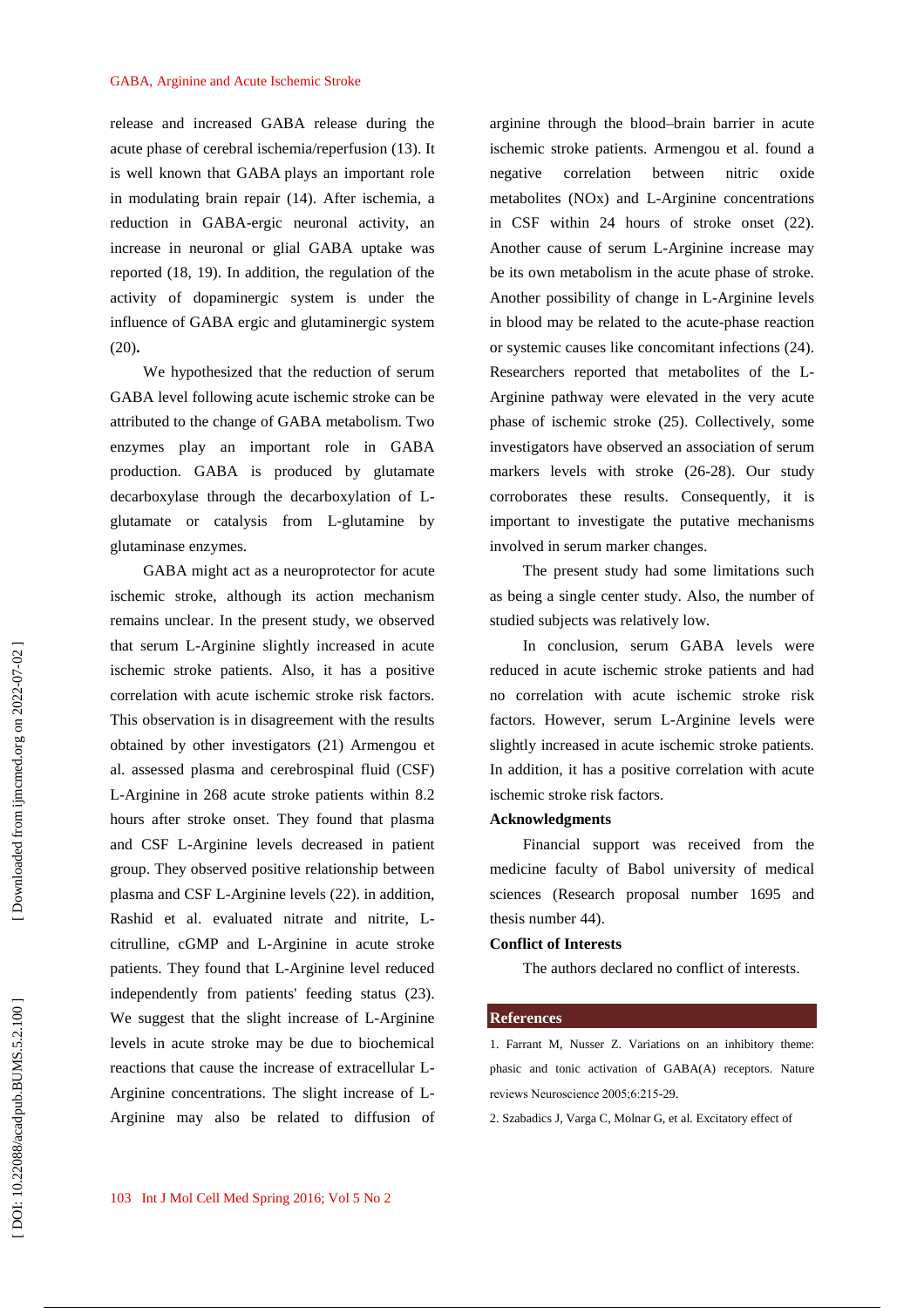release and increased GABA release during the acute phase of cerebral ischemia/reperfusion (13). It is well known that GABA plays an important role in modulating brain repair (14). After ischemia, a reduction in GABA-ergic neuronal activity, an increase in neuronal or glial GABA uptake was reported (18, 19). In addition, the regulation of the activity of dopaminergic system is under the influence of GABA ergic and glutaminergic system (20)**.**

We hypothesized that the reduction of serum GABA level following acute ischemic stroke can be attributed to the change of GABA metabolism. Two enzymes play an important role in GABA production. GABA is produced by glutamate decarboxylase through the decarboxylation of L-glutamate or catalysis from L-glutamine by glutaminase enzymes.

GABA might act as a neuroprotector for acute ischemic stroke, although its action mechanism remains unclear. In the present study, we observed that serum L-Arginine slightly increased in acute ischemic stroke patients. Also, it has a positive correlation with acute ischemic stroke risk factors. This observation is in disagreement with the results obtained by other investigators (21) Armengou et al. assessed plasma and cerebrospinal fluid (CSF) L-Arginine in 268 acute stroke patients within 8.2 hours after stroke onset. They found that plasma and CSF L-Arginine levels decreased in patient group. They observed positive relationship between plasma and CSF L-Arginine levels (22). in addition, Rashid et al. evaluated nitrate and nitrite, L-citrulline, cGMP and L-Arginine in acute stroke patients. They found that L-Arginine level reduced independently from patients' feeding status (23). We suggest that the slight increase of L-Arginine levels in acute stroke may be due to biochemical reactions that cause the increase of extracellular L-Arginine concentrations. The slight increase of L-Arginine may also be related to diffusion of arginine through the blood–brain barrier in acute ischemic stroke patients. Armengou et al. found a negative correlation between nitric oxide metabolites (NOx) and L-Arginine concentrations in CSF within 24 hours of stroke onset (22). Another cause of serum L-Arginine increase may be its own metabolism in the acute phase of stroke. Another possibility of change in L-Arginine levels in blood may be related to the acute-phase reaction or systemic causes like concomitant infections (24). Researchers reported that metabolites of the L-Arginine pathway were elevated in the very acute phase of ischemic stroke (25). Collectively, some investigators have observed an association of serum markers levels with stroke (26-28). Our study corroborates these results. Consequently, it is important to investigate the putative mechanisms involved in serum marker changes.

The present study had some limitations such as being a single center study. Also, the number of studied subjects was relatively low.

In conclusion, serum GABA levels were reduced in acute ischemic stroke patients and had no correlation with acute ischemic stroke risk factors. However, serum L-Arginine levels were slightly increased in acute ischemic stroke patients. In addition, it has a positive correlation with acute ischemic stroke risk factors.

## Acknowledgments

Financial support was received from the medicine faculty of Babol university of medical sciences (Research proposal number 1695 and thesis number 44).

## Conflict of Interests

The authors declared no conflict of interests.

## References

1. Farrant M, Nusser Z. Variations on an inhibitory theme: phasic and tonic activation of GABA(A) receptors. Nature reviews Neuroscience 2005;6:215-29.

2. Szabadics J, Varga C, Molnar G, et al. Excitatory effect of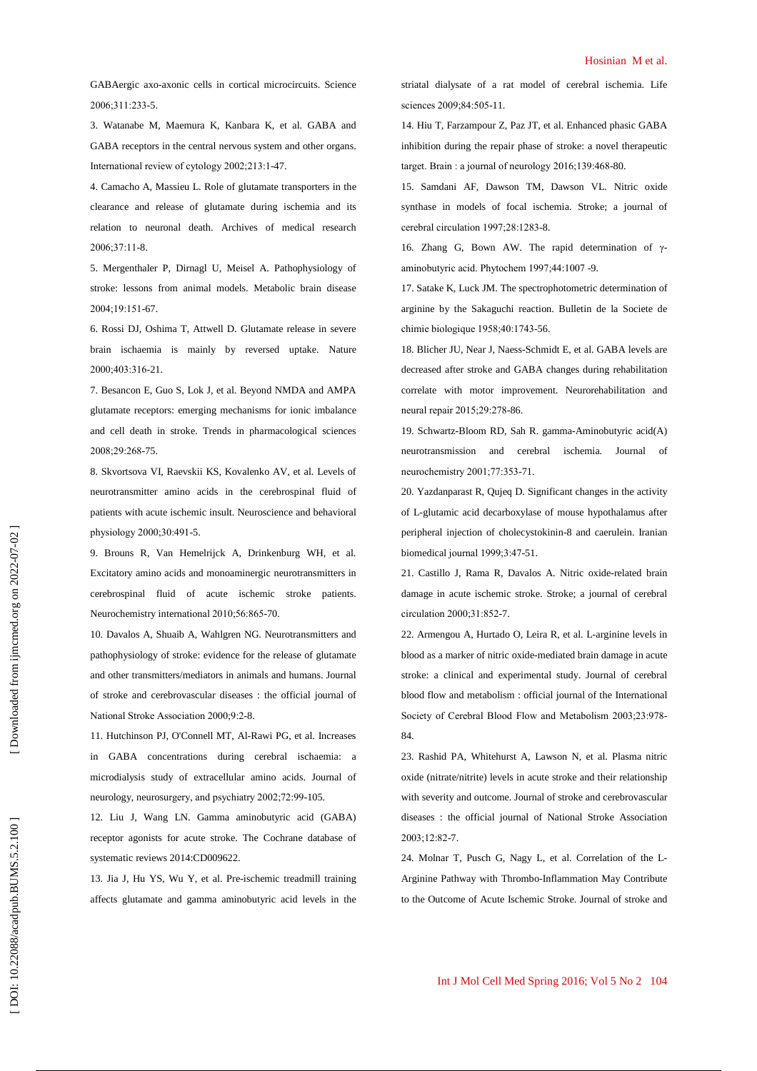GABAergic axo-axonic cells in cortical microcircuits. Science 2006;311:233-5.

3. Watanabe M, Maemura K, Kanbara K, et al. GABA and GABA receptors in the central nervous system and other organs. International review of cytology 2002;213:1-47.

4. Camacho A, Massieu L. Role of glutamate transporters in the clearance and release of glutamate during ischemia and its relation to neuronal death. Archives of medical research 2006;37:11-8.

5. Mergenthaler P, Dirnagl U, Meisel A. Pathophysiology of stroke: lessons from animal models. Metabolic brain disease 2004;19:151-67.

6. Rossi DJ, Oshima T, Attwell D. Glutamate release in severe brain ischaemia is mainly by reversed uptake. Nature 2000;403:316-21.

7. Besancon E, Guo S, Lok J, et al. Beyond NMDA and AMPA glutamate receptors: emerging mechanisms for ionic imbalance and cell death in stroke. Trends in pharmacological sciences 2008;29:268-75.

8. Skvortsova VI, Raevskii KS, Kovalenko AV, et al. Levels of neurotransmitter amino acids in the cerebrospinal fluid of patients with acute ischemic insult. Neuroscience and behavioral physiology 2000;30:491-5.

9. Brouns R, Van Hemelrijck A, Drinkenburg WH, et al. Excitatory amino acids and monoaminergic neurotransmitters in cerebrospinal fluid of acute ischemic stroke patients. Neurochemistry international 2010;56:865-70.

10. Davalos A, Shuaib A, Wahlgren NG. Neurotransmitters and pathophysiology of stroke: evidence for the release of glutamate and other transmitters/mediators in animals and humans. Journal of stroke and cerebrovascular diseases : the official journal of National Stroke Association 2000;9:2-8.

11. Hutchinson PJ, O'Connell MT, Al-Rawi PG, et al. Increases in GABA concentrations during cerebral ischaemia: a microdialysis study of extracellular amino acids. Journal of neurology, neurosurgery, and psychiatry 2002;72:99-105.

12. Liu J, Wang LN. Gamma aminobutyric acid (GABA) receptor agonists for acute stroke. The Cochrane database of systematic reviews 2014:CD009622.

13. Jia J, Hu YS, Wu Y, et al. Pre-ischemic treadmill training affects glutamate and gamma aminobutyric acid levels in the striatal dialysate of a rat model of cerebral ischemia. Life sciences 2009;84:505-11.

14. Hiu T, Farzampour Z, Paz JT, et al. Enhanced phasic GABA inhibition during the repair phase of stroke: a novel therapeutic target. Brain : a journal of neurology 2016;139:468-80.

15. Samdani AF, Dawson TM, Dawson VL. Nitric oxide synthase in models of focal ischemia. Stroke; a journal of cerebral circulation 1997;28:1283-8.

16. Zhang G, Bown AW. The rapid determination of γ-aminobutyric acid. Phytochem 1997;44:1007 -9.

17. Satake K, Luck JM. The spectrophotometric determination of arginine by the Sakaguchi reaction. Bulletin de la Societe de chimie biologique 1958;40:1743-56.

18. Blicher JU, Near J, Naess-Schmidt E, et al. GABA levels are decreased after stroke and GABA changes during rehabilitation correlate with motor improvement. Neurorehabilitation and neural repair 2015;29:278-86.

19. Schwartz-Bloom RD, Sah R. gamma-Aminobutyric acid(A) neurotransmission and cerebral ischemia. Journal of neurochemistry 2001;77:353-71.

20. Yazdanparast R, Qujeq D. Significant changes in the activity of L-glutamic acid decarboxylase of mouse hypothalamus after peripheral injection of cholecystokinin-8 and caerulein. Iranian biomedical journal 1999;3:47-51.

21. Castillo J, Rama R, Davalos A. Nitric oxide-related brain damage in acute ischemic stroke. Stroke; a journal of cerebral circulation 2000;31:852-7.

22. Armengou A, Hurtado O, Leira R, et al. L-arginine levels in blood as a marker of nitric oxide-mediated brain damage in acute stroke: a clinical and experimental study. Journal of cerebral blood flow and metabolism : official journal of the International Society of Cerebral Blood Flow and Metabolism 2003;23:978-84.

23. Rashid PA, Whitehurst A, Lawson N, et al. Plasma nitric oxide (nitrate/nitrite) levels in acute stroke and their relationship with severity and outcome. Journal of stroke and cerebrovascular diseases : the official journal of National Stroke Association 2003;12:82-7.

24. Molnar T, Pusch G, Nagy L, et al. Correlation of the L-Arginine Pathway with Thrombo-Inflammation May Contribute to the Outcome of Acute Ischemic Stroke. Journal of stroke and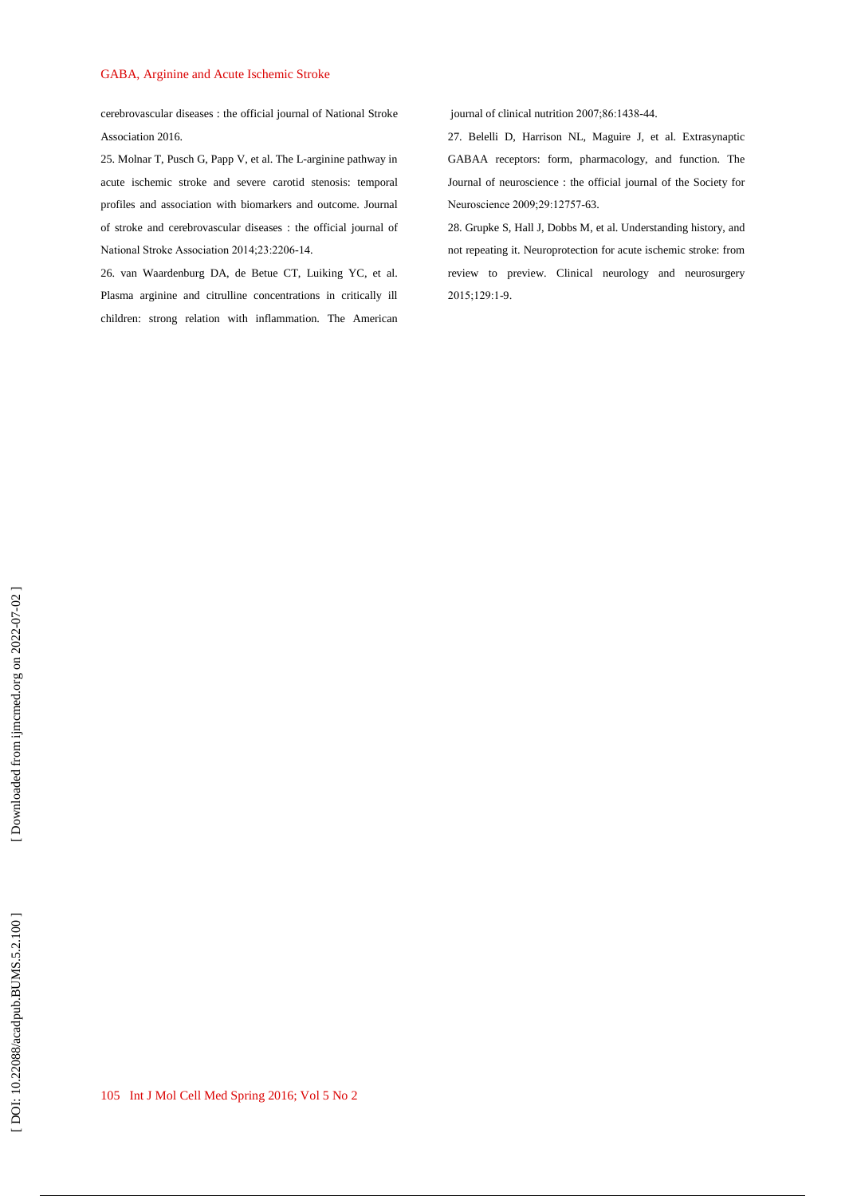cerebrovascular diseases : the official journal of National Stroke Association 2016.

25. Molnar T, Pusch G, Papp V, et al. The L-arginine pathway in acute ischemic stroke and severe carotid stenosis: temporal profiles and association with biomarkers and outcome. Journal of stroke and cerebrovascular diseases : the official journal of National Stroke Association 2014;23:2206-14.

26. van Waardenburg DA, de Betue CT, Luiking YC, et al. Plasma arginine and citrulline concentrations in critically ill children: strong relation with inflammation. The American journal of clinical nutrition 2007;86:1438-44.

27. Belelli D, Harrison NL, Maguire J, et al. Extrasynaptic GABAA receptors: form, pharmacology, and function. The Journal of neuroscience : the official journal of the Society for Neuroscience 2009;29:12757-63.

28. Grupke S, Hall J, Dobbs M, et al. Understanding history, and not repeating it. Neuroprotection for acute ischemic stroke: from review to preview. Clinical neurology and neurosurgery 2015;129:1-9.